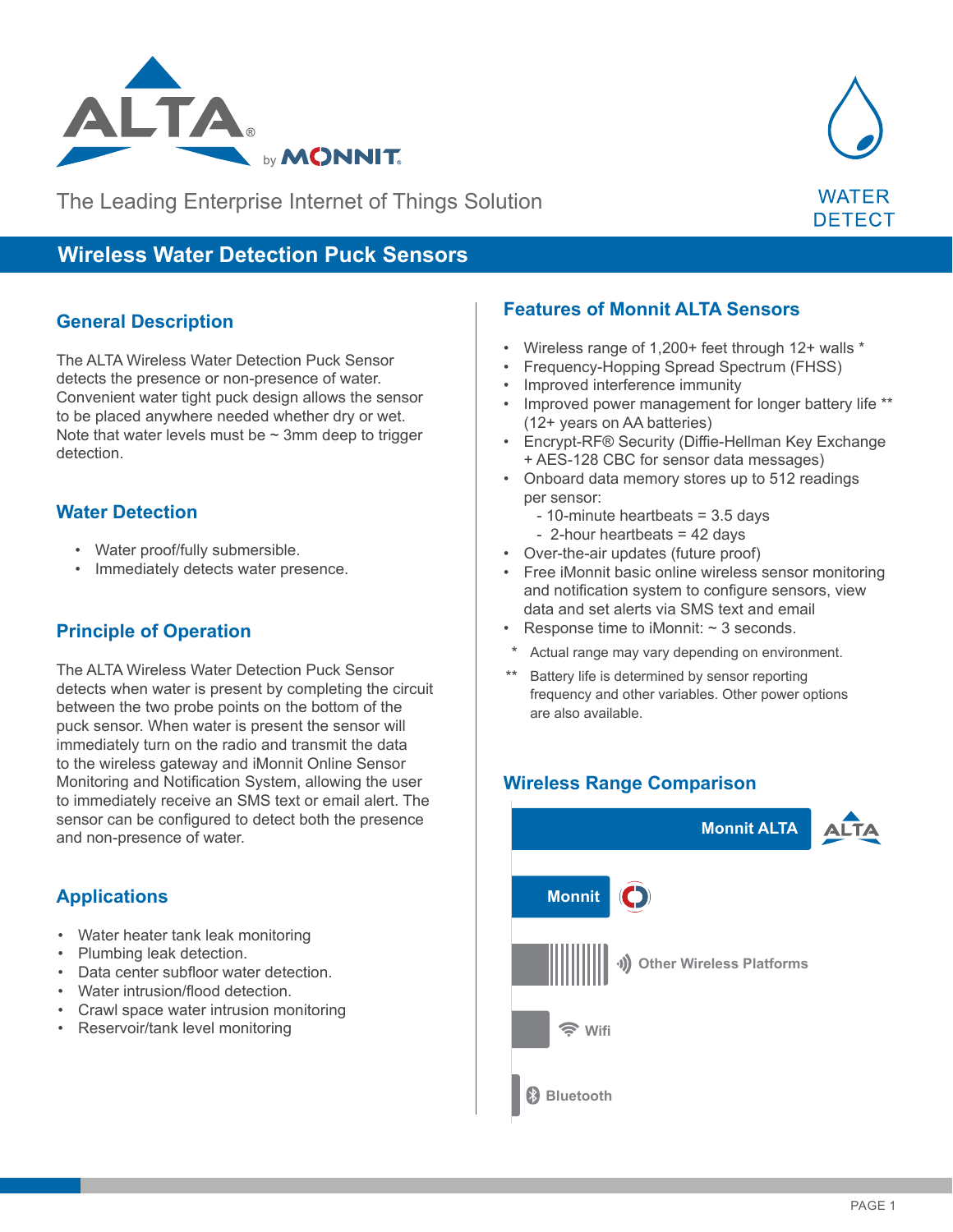ALTA by MONNIT

The Leading Enterprise Internet of Things Solution

WATER DETECT

# Wireless Water Detection Puck Sensors

## General Description

The ALTA Wireless Water Detection Puck Sensor detects the presence or non-presence of water. Convenient water tight puck design allows the sensor to be placed anywhere needed whether dry or wet. Note that water levels must be ~ 3mm deep to trigger detection.

## Water Detection

- Water proof/fully submersible.
- Immediately detects water presence.

## Principle of Operation

The ALTA Wireless Water Detection Puck Sensor detects when water is present by completing the circuit between the two probe points on the bottom of the puck sensor. When water is present the sensor will immediately turn on the radio and transmit the data to the wireless gateway and iMonnit Online Sensor Monitoring and Notification System, allowing the user to immediately receive an SMS text or email alert. The sensor can be configured to detect both the presence and non-presence of water.

## Applications

- Water heater tank leak monitoring
- Plumbing leak detection.
- Data center subfloor water detection.
- Water intrusion/flood detection.
- Crawl space water intrusion monitoring
- Reservoir/tank level monitoring

## Features of Monnit ALTA Sensors

- Wireless range of 1,200+ feet through 12+ walls *
- Frequency-Hopping Spread Spectrum (FHSS)
- Improved interference immunity
- Improved power management for longer battery life ** (12+ years on AA batteries)
- Encrypt-RF® Security (Diffie-Hellman Key Exchange + AES-128 CBC for sensor data messages)
- Onboard data memory stores up to 512 readings per sensor:
  - 10-minute heartbeats = 3.5 days
  - 2-hour heartbeats = 42 days
- Over-the-air updates (future proof)
- Free iMonnit basic online wireless sensor monitoring and notification system to configure sensors, view data and set alerts via SMS text and email
- Response time to iMonnit: ~ 3 seconds.

\* Actual range may vary depending on environment.

\*\* Battery life is determined by sensor reporting frequency and other variables. Other power options are also available.

## Wireless Range Comparison

- Monnit ALTA
- Monnit
- Other Wireless Platforms
- Wifi
- Bluetooth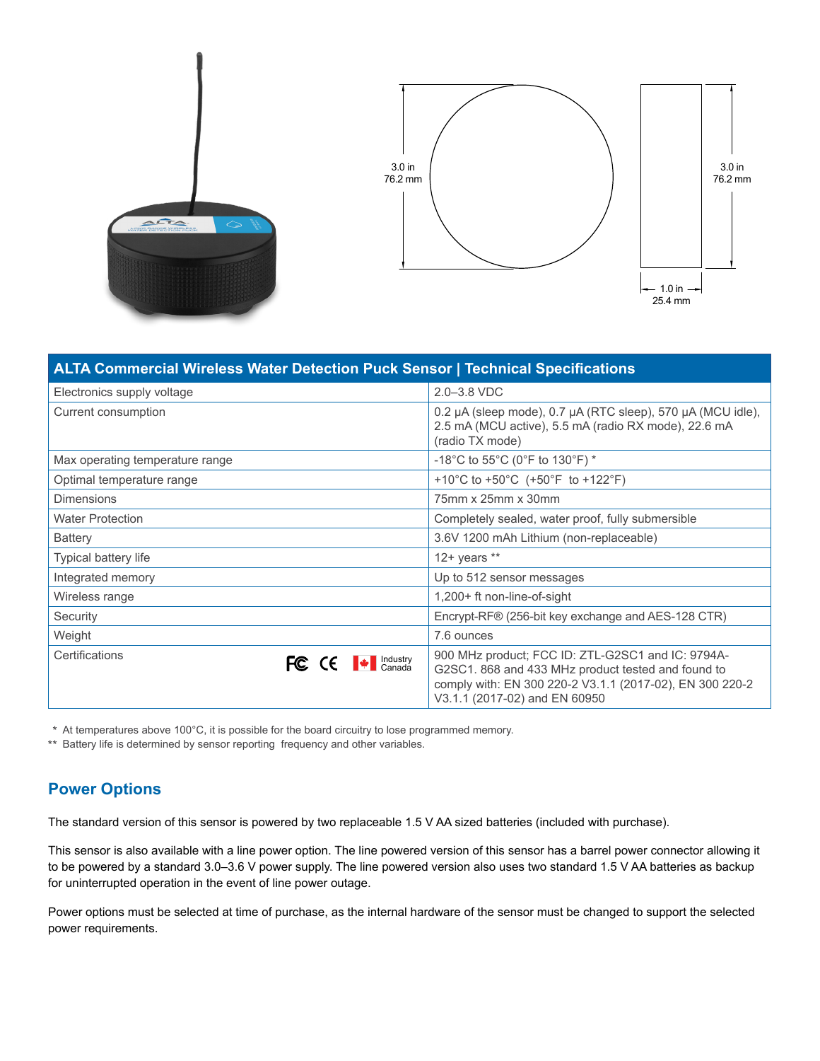3.0 in
76.2 mm

3.0 in
76.2 mm

1.0 in
25.4 mm

| ALTA Commercial Wireless Water Detection Puck Sensor \| Technical Specifications | |
|---|---|
| Electronics supply voltage | 2.0–3.8 VDC |
| Current consumption | 0.2 µA (sleep mode), 0.7 µA (RTC sleep), 570 µA (MCU idle), 2.5 mA (MCU active), 5.5 mA (radio RX mode), 22.6 mA (radio TX mode) |
| Max operating temperature range | -18°C to 55°C (0°F to 130°F) * |
| Optimal temperature range | +10°C to +50°C (+50°F to +122°F) |
| Dimensions | 75mm x 25mm x 30mm |
| Water Protection | Completely sealed, water proof, fully submersible |
| Battery | 3.6V 1200 mAh Lithium (non-replaceable) |
| Typical battery life | 12+ years ** |
| Integrated memory | Up to 512 sensor messages |
| Wireless range | 1,200+ ft non-line-of-sight |
| Security | Encrypt-RF® (256-bit key exchange and AES-128 CTR) |
| Weight | 7.6 ounces |
| Certifications (FC, CE, Industry Canada) | 900 MHz product; FCC ID: ZTL-G2SC1 and IC: 9794A-G2SC1. 868 and 433 MHz product tested and found to comply with: EN 300 220-2 V3.1.1 (2017-02), EN 300 220-2 V3.1.1 (2017-02) and EN 60950 |

\* At temperatures above 100°C, it is possible for the board circuitry to lose programmed memory.

\*\* Battery life is determined by sensor reporting frequency and other variables.

## Power Options

The standard version of this sensor is powered by two replaceable 1.5 V AA sized batteries (included with purchase).

This sensor is also available with a line power option. The line powered version of this sensor has a barrel power connector allowing it to be powered by a standard 3.0–3.6 V power supply. The line powered version also uses two standard 1.5 V AA batteries as backup for uninterrupted operation in the event of line power outage.

Power options must be selected at time of purchase, as the internal hardware of the sensor must be changed to support the selected power requirements.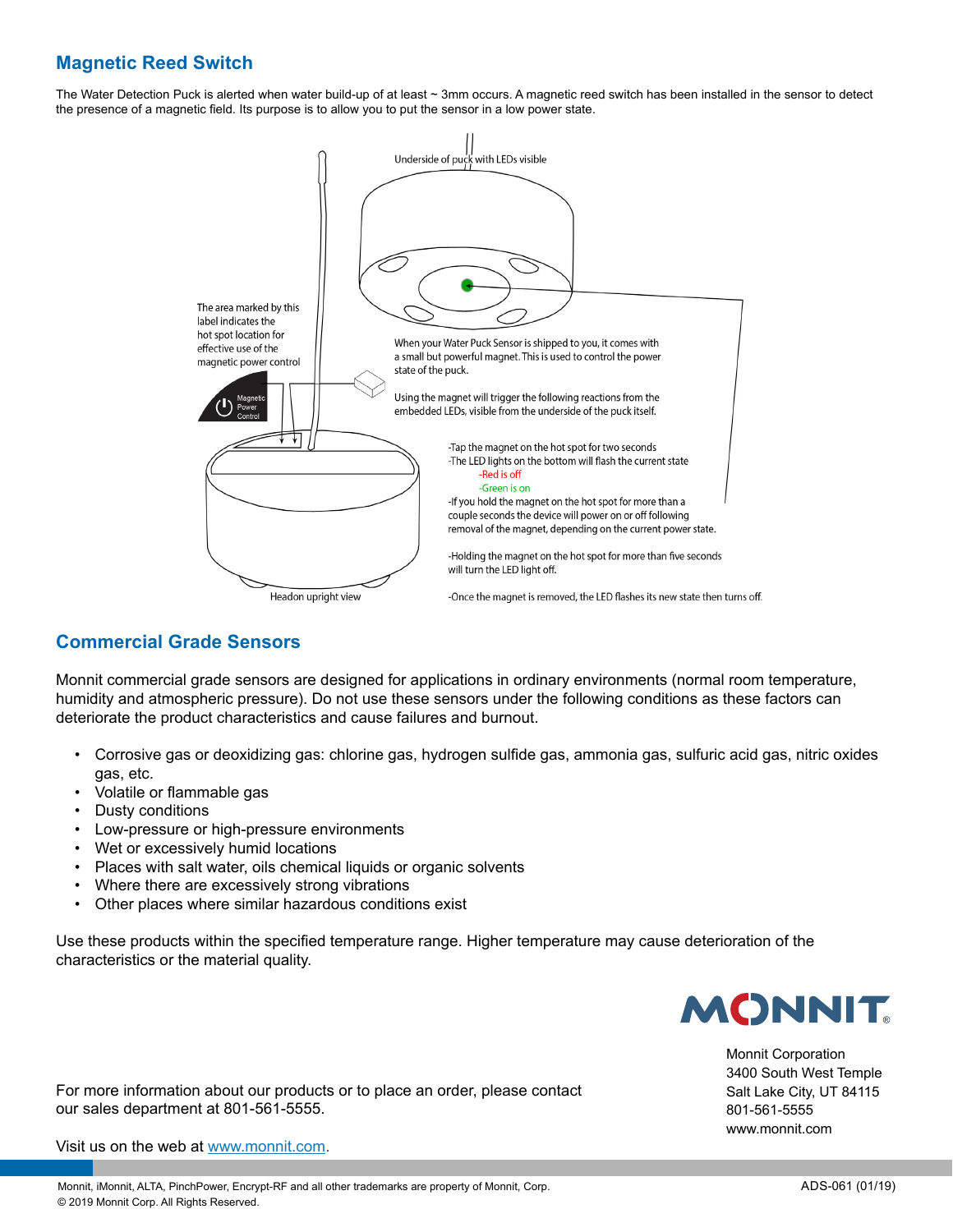## Magnetic Reed Switch

The Water Detection Puck is alerted when water build-up of at least ~ 3mm occurs. A magnetic reed switch has been installed in the sensor to detect the presence of a magnetic field. Its purpose is to allow you to put the sensor in a low power state.

Underside of puck with LEDs visible

The area marked by this label indicates the hot spot location for effective use of the magnetic power control

Magnetic Power Control

When your Water Puck Sensor is shipped to you, it comes with a small but powerful magnet. This is used to control the power state of the puck.

Using the magnet will trigger the following reactions from the embedded LEDs, visible from the underside of the puck itself.

-Tap the magnet on the hot spot for two seconds
-The LED lights on the bottom will flash the current state
-Red is off
-Green is on
-If you hold the magnet on the hot spot for more than a couple seconds the device will power on or off following removal of the magnet, depending on the current power state.

-Holding the magnet on the hot spot for more than five seconds will turn the LED light off.

-Once the magnet is removed, the LED flashes its new state then turns off.

Headon upright view

## Commercial Grade Sensors

Monnit commercial grade sensors are designed for applications in ordinary environments (normal room temperature, humidity and atmospheric pressure). Do not use these sensors under the following conditions as these factors can deteriorate the product characteristics and cause failures and burnout.

- Corrosive gas or deoxidizing gas: chlorine gas, hydrogen sulfide gas, ammonia gas, sulfuric acid gas, nitric oxides gas, etc.
- Volatile or flammable gas
- Dusty conditions
- Low-pressure or high-pressure environments
- Wet or excessively humid locations
- Places with salt water, oils chemical liquids or organic solvents
- Where there are excessively strong vibrations
- Other places where similar hazardous conditions exist

Use these products within the specified temperature range. Higher temperature may cause deterioration of the characteristics or the material quality.

MONNIT®

Monnit Corporation
3400 South West Temple
Salt Lake City, UT 84115
801-561-5555
www.monnit.com

For more information about our products or to place an order, please contact our sales department at 801-561-5555.

Visit us on the web at www.monnit.com.

Monnit, iMonnit, ALTA, PinchPower, Encrypt-RF and all other trademarks are property of Monnit, Corp.
© 2019 Monnit Corp. All Rights Reserved.

ADS-061 (01/19)